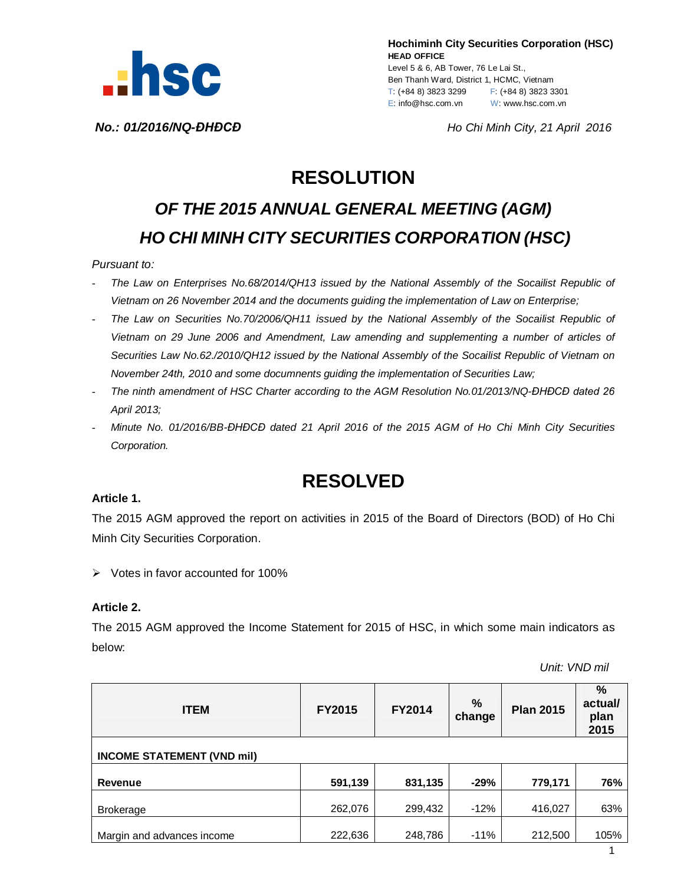**Hochiminh City Securities Corporation (HSC)**
**HEAD OFFICE**
Level 5 & 6, AB Tower, 76 Le Lai St.,
Ben Thanh Ward, District 1, HCMC, Vietnam
T: (+84 8) 3823 3299  F: (+84 8) 3823 3301
E: info@hsc.com.vn  W: www.hsc.com.vn

***No.: 01/2016/NQ-ĐHĐCĐ***  *Ho Chi Minh City, 21 April 2016*

# RESOLUTION

## *OF THE 2015 ANNUAL GENERAL MEETING (AGM)*
## *HO CHI MINH CITY SECURITIES CORPORATION (HSC)*

*Pursuant to:*

- *The Law on Enterprises No.68/2014/QH13 issued by the National Assembly of the Socailist Republic of Vietnam on 26 November 2014 and the documents guiding the implementation of Law on Enterprise;*
- *The Law on Securities No.70/2006/QH11 issued by the National Assembly of the Socailist Republic of Vietnam on 29 June 2006 and Amendment, Law amending and supplementing a number of articles of Securities Law No.62./2010/QH12 issued by the National Assembly of the Socailist Republic of Vietnam on November 24th, 2010 and some documnents guiding the implementation of Securities Law;*
- *The ninth amendment of HSC Charter according to the AGM Resolution No.01/2013/NQ-ĐHĐCĐ dated 26 April 2013;*
- *Minute No. 01/2016/BB-ĐHĐCĐ dated 21 April 2016 of the 2015 AGM of Ho Chi Minh City Securities Corporation.*

# RESOLVED

**Article 1.**

The 2015 AGM approved the report on activities in 2015 of the Board of Directors (BOD) of Ho Chi Minh City Securities Corporation.

- Votes in favor accounted for 100%

**Article 2.**

The 2015 AGM approved the Income Statement for 2015 of HSC, in which some main indicators as below:

*Unit: VND mil*

| ITEM | FY2015 | FY2014 | % change | Plan 2015 | % actual/ plan 2015 |
|---|---|---|---|---|---|
| **INCOME STATEMENT (VND mil)** | | | | | |
| **Revenue** | **591,139** | **831,135** | **-29%** | **779,171** | **76%** |
| Brokerage | 262,076 | 299,432 | -12% | 416,027 | 63% |
| Margin and advances income | 222,636 | 248,786 | -11% | 212,500 | 105% |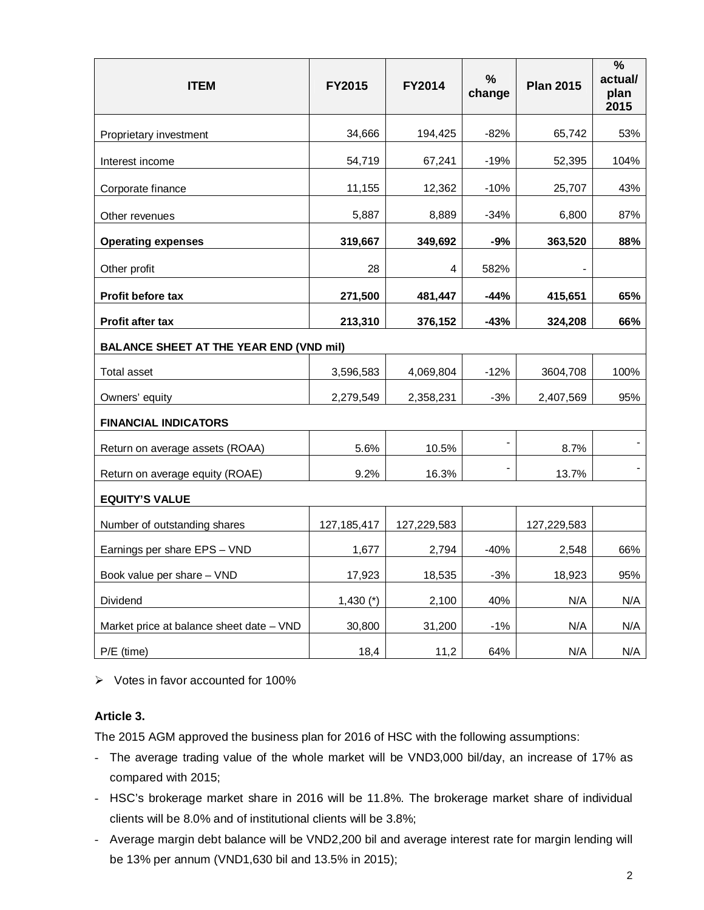| ITEM | FY2015 | FY2014 | % change | Plan 2015 | % actual/ plan 2015 |
|---|---|---|---|---|---|
| Proprietary investment | 34,666 | 194,425 | -82% | 65,742 | 53% |
| Interest income | 54,719 | 67,241 | -19% | 52,395 | 104% |
| Corporate finance | 11,155 | 12,362 | -10% | 25,707 | 43% |
| Other revenues | 5,887 | 8,889 | -34% | 6,800 | 87% |
| **Operating expenses** | **319,667** | **349,692** | **-9%** | **363,520** | **88%** |
| Other profit | 28 | 4 | 582% | - | |
| **Profit before tax** | **271,500** | **481,447** | **-44%** | **415,651** | **65%** |
| **Profit after tax** | **213,310** | **376,152** | **-43%** | **324,208** | **66%** |
| **BALANCE SHEET AT THE YEAR END (VND mil)** | | | | | |
| Total asset | 3,596,583 | 4,069,804 | -12% | 3604,708 | 100% |
| Owners' equity | 2,279,549 | 2,358,231 | -3% | 2,407,569 | 95% |
| **FINANCIAL INDICATORS** | | | | | |
| Return on average assets (ROAA) | 5.6% | 10.5% | - | 8.7% | - |
| Return on average equity (ROAE) | 9.2% | 16.3% | - | 13.7% | - |
| **EQUITY'S VALUE** | | | | | |
| Number of outstanding shares | 127,185,417 | 127,229,583 | | 127,229,583 | |
| Earnings per share EPS – VND | 1,677 | 2,794 | -40% | 2,548 | 66% |
| Book value per share – VND | 17,923 | 18,535 | -3% | 18,923 | 95% |
| Dividend | 1,430 (*) | 2,100 | 40% | N/A | N/A |
| Market price at balance sheet date – VND | 30,800 | 31,200 | -1% | N/A | N/A |
| P/E (time) | 18,4 | 11,2 | 64% | N/A | N/A |

- Votes in favor accounted for 100%

**Article 3.**

The 2015 AGM approved the business plan for 2016 of HSC with the following assumptions:

- The average trading value of the whole market will be VND3,000 bil/day, an increase of 17% as compared with 2015;
- HSC's brokerage market share in 2016 will be 11.8%. The brokerage market share of individual clients will be 8.0% and of institutional clients will be 3.8%;
- Average margin debt balance will be VND2,200 bil and average interest rate for margin lending will be 13% per annum (VND1,630 bil and 13.5% in 2015);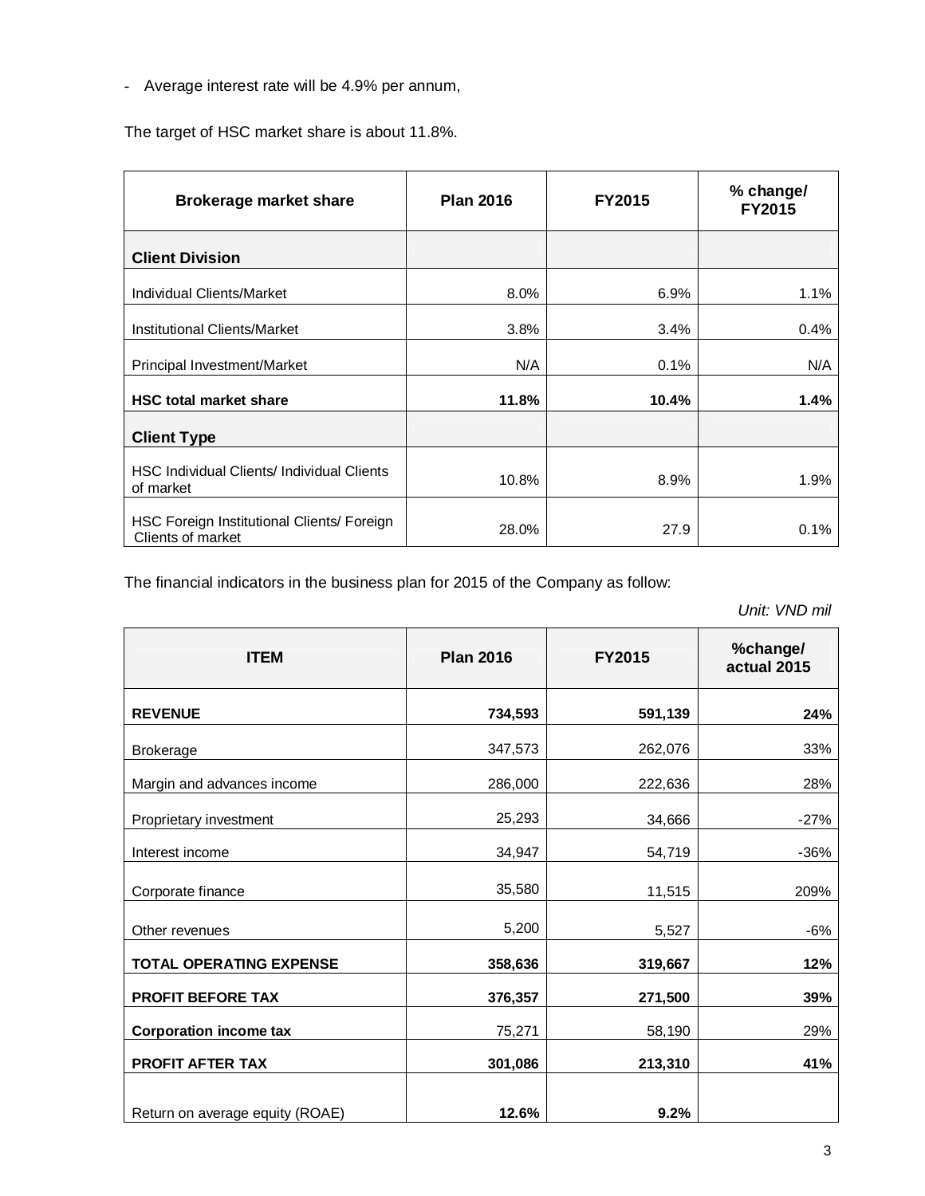- Average interest rate will be 4.9% per annum,

The target of HSC market share is about 11.8%.

| Brokerage market share | Plan 2016 | FY2015 | % change/ FY2015 |
|---|---|---|---|
| **Client Division** | | | |
| Individual Clients/Market | 8.0% | 6.9% | 1.1% |
| Institutional Clients/Market | 3.8% | 3.4% | 0.4% |
| Principal Investment/Market | N/A | 0.1% | N/A |
| **HSC total market share** | **11.8%** | **10.4%** | **1.4%** |
| **Client Type** | | | |
| HSC Individual Clients/ Individual Clients of market | 10.8% | 8.9% | 1.9% |
| HSC Foreign Institutional Clients/ Foreign Clients of market | 28.0% | 27.9 | 0.1% |

The financial indicators in the business plan for 2015 of the Company as follow:

*Unit: VND mil*

| ITEM | Plan 2016 | FY2015 | %change/ actual 2015 |
|---|---|---|---|
| **REVENUE** | **734,593** | **591,139** | **24%** |
| Brokerage | 347,573 | 262,076 | 33% |
| Margin and advances income | 286,000 | 222,636 | 28% |
| Proprietary investment | 25,293 | 34,666 | -27% |
| Interest income | 34,947 | 54,719 | -36% |
| Corporate finance | 35,580 | 11,515 | 209% |
| Other revenues | 5,200 | 5,527 | -6% |
| **TOTAL OPERATING EXPENSE** | **358,636** | **319,667** | **12%** |
| **PROFIT BEFORE TAX** | **376,357** | **271,500** | **39%** |
| **Corporation income tax** | 75,271 | 58,190 | 29% |
| **PROFIT AFTER TAX** | **301,086** | **213,310** | **41%** |
| Return on average equity (ROAE) | **12.6%** | **9.2%** | |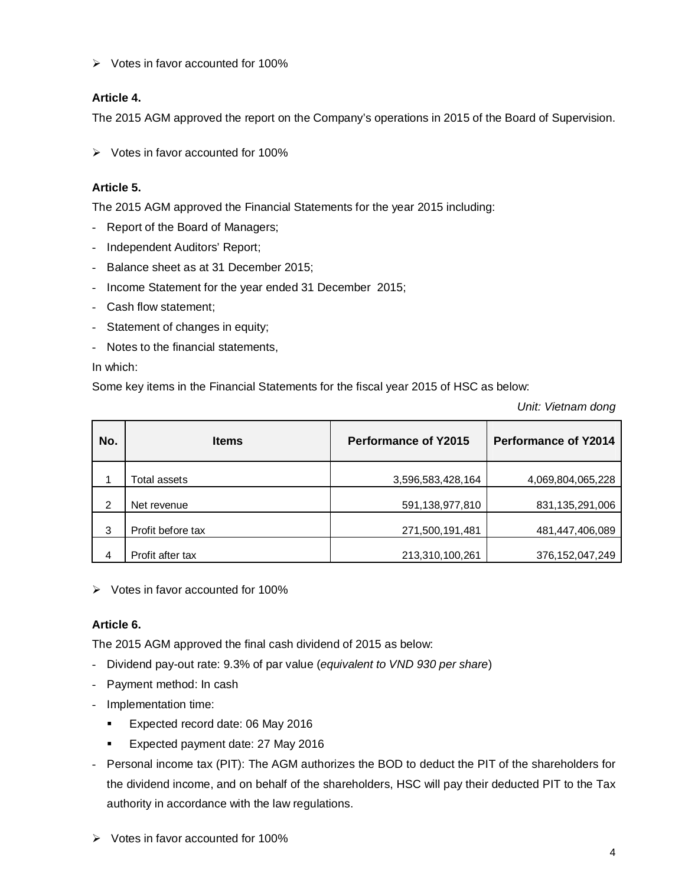➢ Votes in favor accounted for 100%

**Article 4.**

The 2015 AGM approved the report on the Company's operations in 2015 of the Board of Supervision.

➢ Votes in favor accounted for 100%

**Article 5.**

The 2015 AGM approved the Financial Statements for the year 2015 including:

- Report of the Board of Managers;
- Independent Auditors' Report;
- Balance sheet as at 31 December 2015;
- Income Statement for the year ended 31 December 2015;
- Cash flow statement;
- Statement of changes in equity;
- Notes to the financial statements,

In which:

Some key items in the Financial Statements for the fiscal year 2015 of HSC as below:

*Unit: Vietnam dong*

| No. | Items | Performance of Y2015 | Performance of Y2014 |
|---|---|---|---|
| 1 | Total assets | 3,596,583,428,164 | 4,069,804,065,228 |
| 2 | Net revenue | 591,138,977,810 | 831,135,291,006 |
| 3 | Profit before tax | 271,500,191,481 | 481,447,406,089 |
| 4 | Profit after tax | 213,310,100,261 | 376,152,047,249 |

➢ Votes in favor accounted for 100%

**Article 6.**

The 2015 AGM approved the final cash dividend of 2015 as below:

- Dividend pay-out rate: 9.3% of par value (*equivalent to VND 930 per share*)
- Payment method: In cash
- Implementation time:
  - Expected record date: 06 May 2016
  - Expected payment date: 27 May 2016
- Personal income tax (PIT): The AGM authorizes the BOD to deduct the PIT of the shareholders for the dividend income, and on behalf of the shareholders, HSC will pay their deducted PIT to the Tax authority in accordance with the law regulations.

➢ Votes in favor accounted for 100%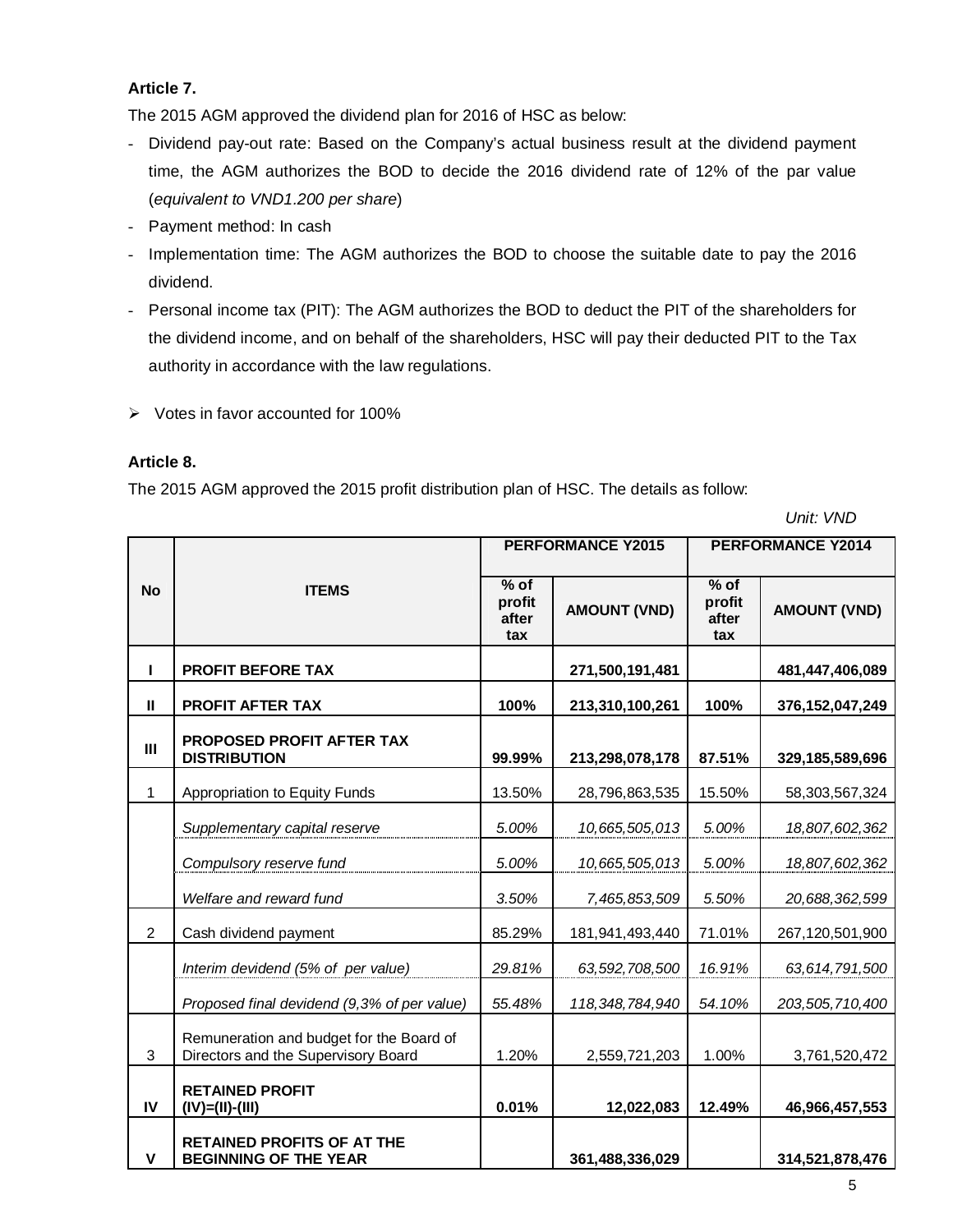**Article 7.**

The 2015 AGM approved the dividend plan for 2016 of HSC as below:

- Dividend pay-out rate: Based on the Company's actual business result at the dividend payment time, the AGM authorizes the BOD to decide the 2016 dividend rate of 12% of the par value (*equivalent to VND1.200 per share*)
- Payment method: In cash
- Implementation time: The AGM authorizes the BOD to choose the suitable date to pay the 2016 dividend.
- Personal income tax (PIT): The AGM authorizes the BOD to deduct the PIT of the shareholders for the dividend income, and on behalf of the shareholders, HSC will pay their deducted PIT to the Tax authority in accordance with the law regulations.

➢ Votes in favor accounted for 100%

**Article 8.**

The 2015 AGM approved the 2015 profit distribution plan of HSC. The details as follow:

*Unit: VND*

| No | ITEMS | PERFORMANCE Y2015 | | PERFORMANCE Y2014 | |
|---|---|---|---|---|---|
| | | % of profit after tax | AMOUNT (VND) | % of profit after tax | AMOUNT (VND) |
| **I** | **PROFIT BEFORE TAX** | | **271,500,191,481** | | **481,447,406,089** |
| **II** | **PROFIT AFTER TAX** | **100%** | **213,310,100,261** | **100%** | **376,152,047,249** |
| **III** | **PROPOSED PROFIT AFTER TAX DISTRIBUTION** | **99.99%** | **213,298,078,178** | **87.51%** | **329,185,589,696** |
| 1 | Appropriation to Equity Funds | 13.50% | 28,796,863,535 | 15.50% | 58,303,567,324 |
| | *Supplementary capital reserve* | *5.00%* | *10,665,505,013* | *5.00%* | *18,807,602,362* |
| | *Compulsory reserve fund* | *5.00%* | *10,665,505,013* | *5.00%* | *18,807,602,362* |
| | *Welfare and reward fund* | *3.50%* | *7,465,853,509* | *5.50%* | *20,688,362,599* |
| 2 | Cash dividend payment | 85.29% | 181,941,493,440 | 71.01% | 267,120,501,900 |
| | *Interim devidend (5% of per value)* | *29.81%* | *63,592,708,500* | *16.91%* | *63,614,791,500* |
| | *Proposed final dividend (9,3% of per value)* | *55.48%* | *118,348,784,940* | *54.10%* | *203,505,710,400* |
| 3 | Remuneration and budget for the Board of Directors and the Supervisory Board | 1.20% | 2,559,721,203 | 1.00% | 3,761,520,472 |
| **IV** | **RETAINED PROFIT (IV)=(II)-(III)** | **0.01%** | **12,022,083** | **12.49%** | **46,966,457,553** |
| **V** | **RETAINED PROFITS OF AT THE BEGINNING OF THE YEAR** | | **361,488,336,029** | | **314,521,878,476** |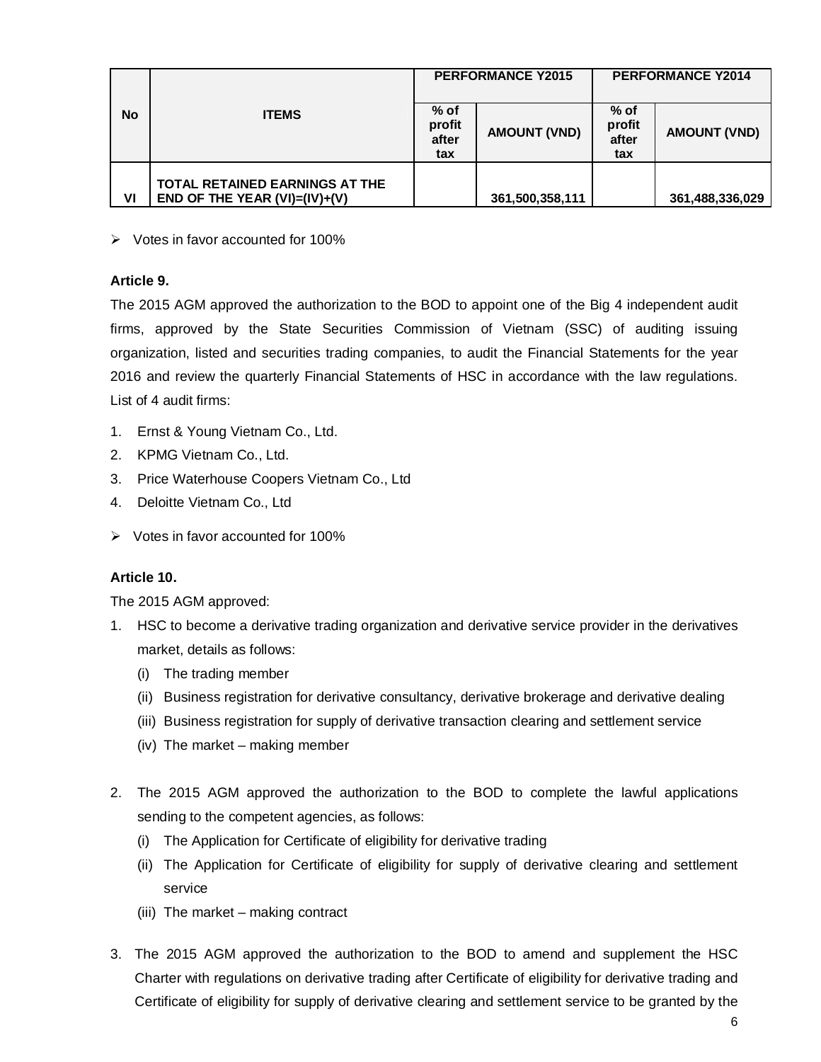| No | ITEMS | PERFORMANCE Y2015 | | PERFORMANCE Y2014 | |
|---|---|---|---|---|---|
| | | % of profit after tax | AMOUNT (VND) | % of profit after tax | AMOUNT (VND) |
| VI | **TOTAL RETAINED EARNINGS AT THE END OF THE YEAR (VI)=(IV)+(V)** | | **361,500,358,111** | | **361,488,336,029** |

- Votes in favor accounted for 100%

**Article 9.**

The 2015 AGM approved the authorization to the BOD to appoint one of the Big 4 independent audit firms, approved by the State Securities Commission of Vietnam (SSC) of auditing issuing organization, listed and securities trading companies, to audit the Financial Statements for the year 2016 and review the quarterly Financial Statements of HSC in accordance with the law regulations. List of 4 audit firms:

1. Ernst & Young Vietnam Co., Ltd.
2. KPMG Vietnam Co., Ltd.
3. Price Waterhouse Coopers Vietnam Co., Ltd
4. Deloitte Vietnam Co., Ltd

- Votes in favor accounted for 100%

**Article 10.**

The 2015 AGM approved:

1. HSC to become a derivative trading organization and derivative service provider in the derivatives market, details as follows:
   (i) The trading member
   (ii) Business registration for derivative consultancy, derivative brokerage and derivative dealing
   (iii) Business registration for supply of derivative transaction clearing and settlement service
   (iv) The market – making member

2. The 2015 AGM approved the authorization to the BOD to complete the lawful applications sending to the competent agencies, as follows:
   (i) The Application for Certificate of eligibility for derivative trading
   (ii) The Application for Certificate of eligibility for supply of derivative clearing and settlement service
   (iii) The market – making contract

3. The 2015 AGM approved the authorization to the BOD to amend and supplement the HSC Charter with regulations on derivative trading after Certificate of eligibility for derivative trading and Certificate of eligibility for supply of derivative clearing and settlement service to be granted by the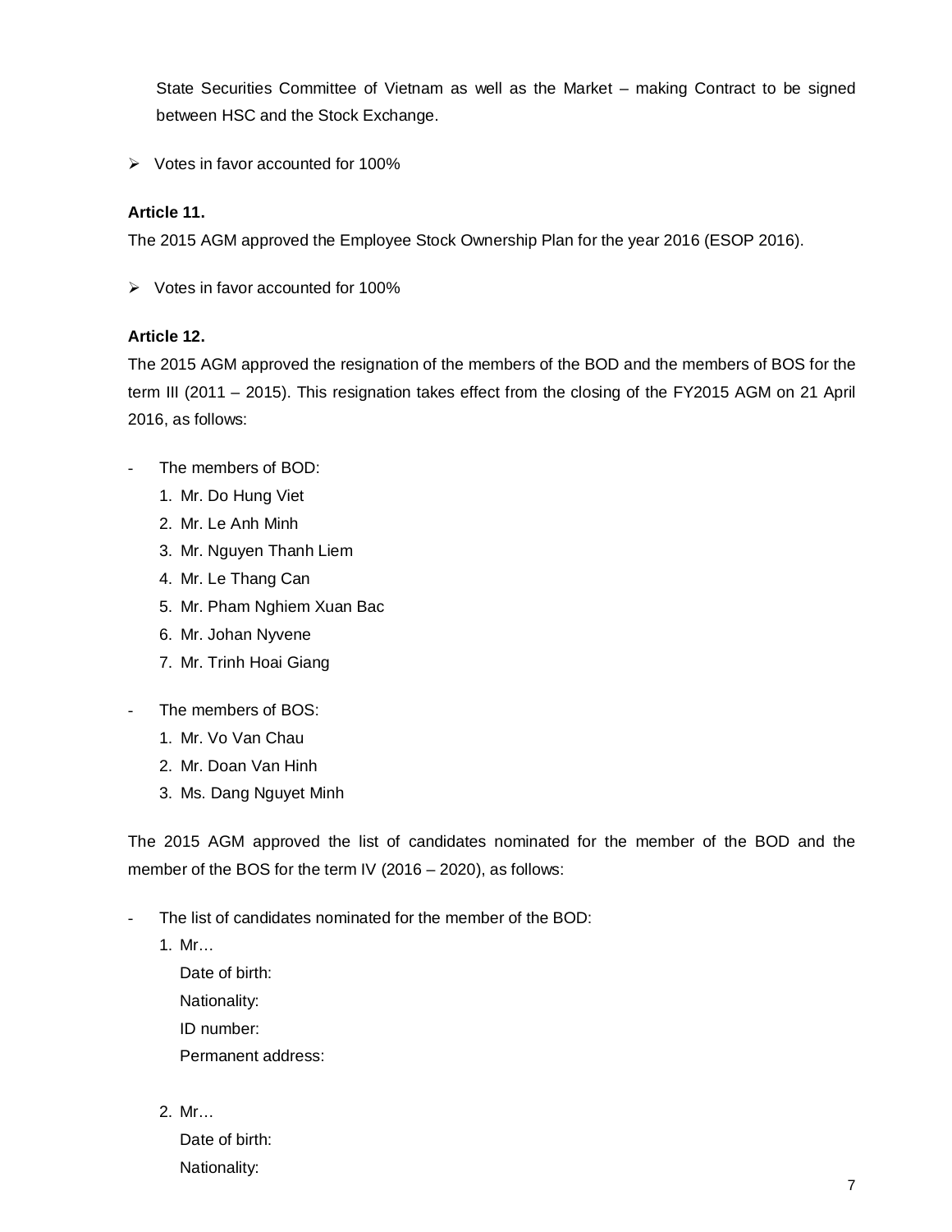State Securities Committee of Vietnam as well as the Market – making Contract to be signed between HSC and the Stock Exchange.

- Votes in favor accounted for 100%

**Article 11.**

The 2015 AGM approved the Employee Stock Ownership Plan for the year 2016 (ESOP 2016).

- Votes in favor accounted for 100%

**Article 12.**

The 2015 AGM approved the resignation of the members of the BOD and the members of BOS for the term III (2011 – 2015). This resignation takes effect from the closing of the FY2015 AGM on 21 April 2016, as follows:

- The members of BOD:
    1. Mr. Do Hung Viet
    2. Mr. Le Anh Minh
    3. Mr. Nguyen Thanh Liem
    4. Mr. Le Thang Can
    5. Mr. Pham Nghiem Xuan Bac
    6. Mr. Johan Nyvene
    7. Mr. Trinh Hoai Giang

- The members of BOS:
    1. Mr. Vo Van Chau
    2. Mr. Doan Van Hinh
    3. Ms. Dang Nguyet Minh

The 2015 AGM approved the list of candidates nominated for the member of the BOD and the member of the BOS for the term IV (2016 – 2020), as follows:

- The list of candidates nominated for the member of the BOD:
    1. Mr…
       Date of birth:
       Nationality:
       ID number:
       Permanent address:

    2. Mr…
       Date of birth:
       Nationality: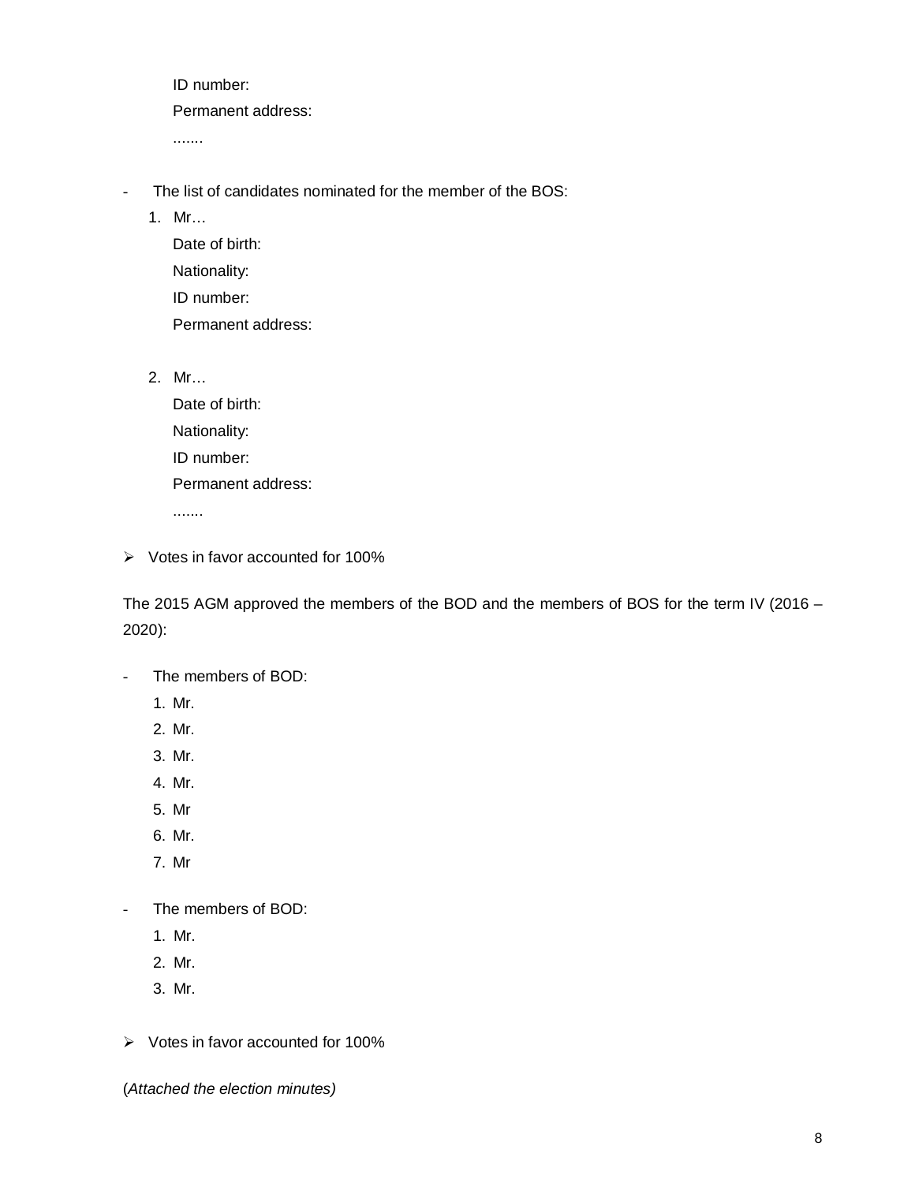ID number:

Permanent address:

.......

- The list of candidates nominated for the member of the BOS:
   1. Mr…

      Date of birth:

      Nationality:

      ID number:

      Permanent address:

   2. Mr…

      Date of birth:

      Nationality:

      ID number:

      Permanent address:

      .......

➢ Votes in favor accounted for 100%

The 2015 AGM approved the members of the BOD and the members of BOS for the term IV (2016 – 2020):

- The members of BOD:
   1. Mr.
   2. Mr.
   3. Mr.
   4. Mr.
   5. Mr
   6. Mr.
   7. Mr

- The members of BOD:
   1. Mr.
   2. Mr.
   3. Mr.

➢ Votes in favor accounted for 100%

(*Attached the election minutes)*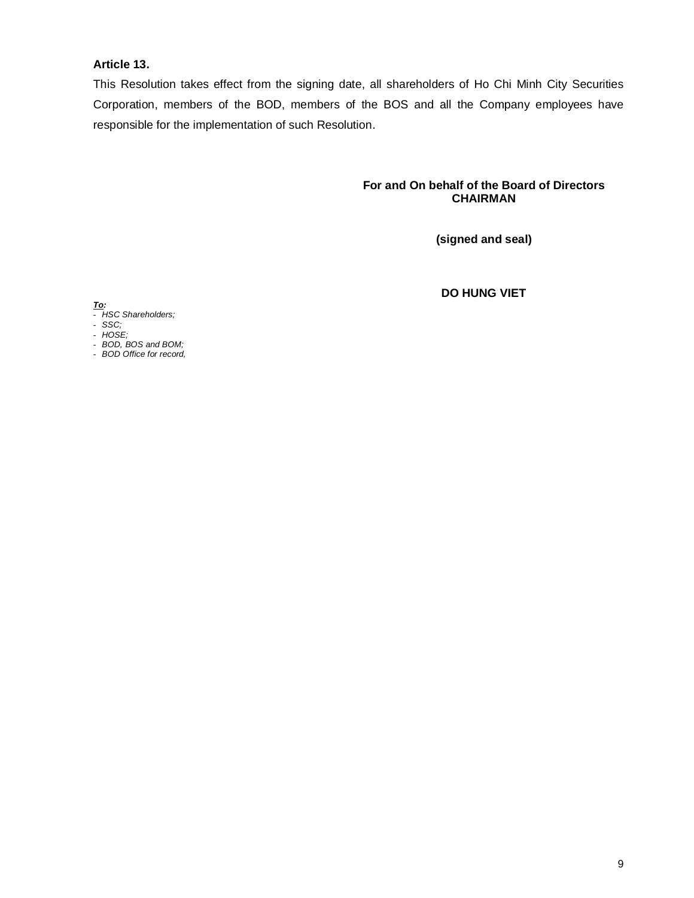**Article 13.**

This Resolution takes effect from the signing date, all shareholders of Ho Chi Minh City Securities Corporation, members of the BOD, members of the BOS and all the Company employees have responsible for the implementation of such Resolution.

**For and On behalf of the Board of Directors**
**CHAIRMAN**

**(signed and seal)**

**DO HUNG VIET**

***To:***

- *HSC Shareholders;*
- *SSC;*
- *HOSE;*
- *BOD, BOS and BOM;*
- *BOD Office for record,*